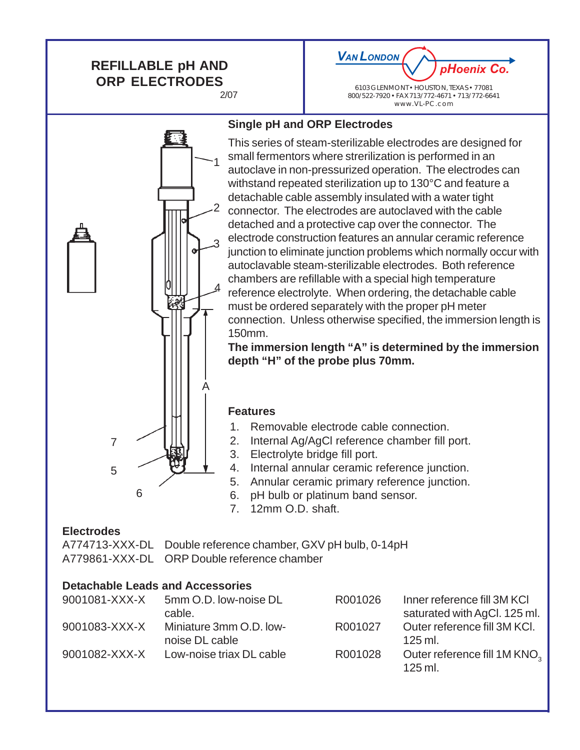# REFILLABLE pH AND ORP ELECTRODES

2/07

VAN LONDON pHoenix Co.

6103 GLENMONT • HOUSTON, TEXAS • 77081
800/522-7920 • FAX 713/772-4671 • 713/772-6641
www.VL-PC.com

## Single pH and ORP Electrodes

This series of steam-sterilizable electrodes are designed for small fermentors where strerilization is performed in an autoclave in non-pressurized operation. The electrodes can withstand repeated sterilization up to 130°C and feature a detachable cable assembly insulated with a water tight connector. The electrodes are autoclaved with the cable detached and a protective cap over the connector. The electrode construction features an annular ceramic reference junction to eliminate junction problems which normally occur with autoclavable steam-sterilizable electrodes. Both reference chambers are refillable with a special high temperature reference electrolyte. When ordering, the detachable cable must be ordered separately with the proper pH meter connection. Unless otherwise specified, the immersion length is 150mm.

**The immersion length "A" is determined by the immersion depth "H" of the probe plus 70mm.**

## Features

1. Removable electrode cable connection.
2. Internal Ag/AgCl reference chamber fill port.
3. Electrolyte bridge fill port.
4. Internal annular ceramic reference junction.
5. Annular ceramic primary reference junction.
6. pH bulb or platinum band sensor.
7. 12mm O.D. shaft.

## Electrodes

| | |
|---|---|
| A774713-XXX-DL | Double reference chamber, GXV pH bulb, 0-14pH |
| A779861-XXX-DL | ORP Double reference chamber |

## Detachable Leads and Accessories

| | | | |
|---|---|---|---|
| 9001081-XXX-X | 5mm O.D. low-noise DL cable. | R001026 | Inner reference fill 3M KCl saturated with AgCl. 125 ml. |
| 9001083-XXX-X | Miniature 3mm O.D. low-noise DL cable | R001027 | Outer reference fill 3M KCl. 125 ml. |
| 9001082-XXX-X | Low-noise triax DL cable | R001028 | Outer reference fill 1M $KNO_3$ 125 ml. |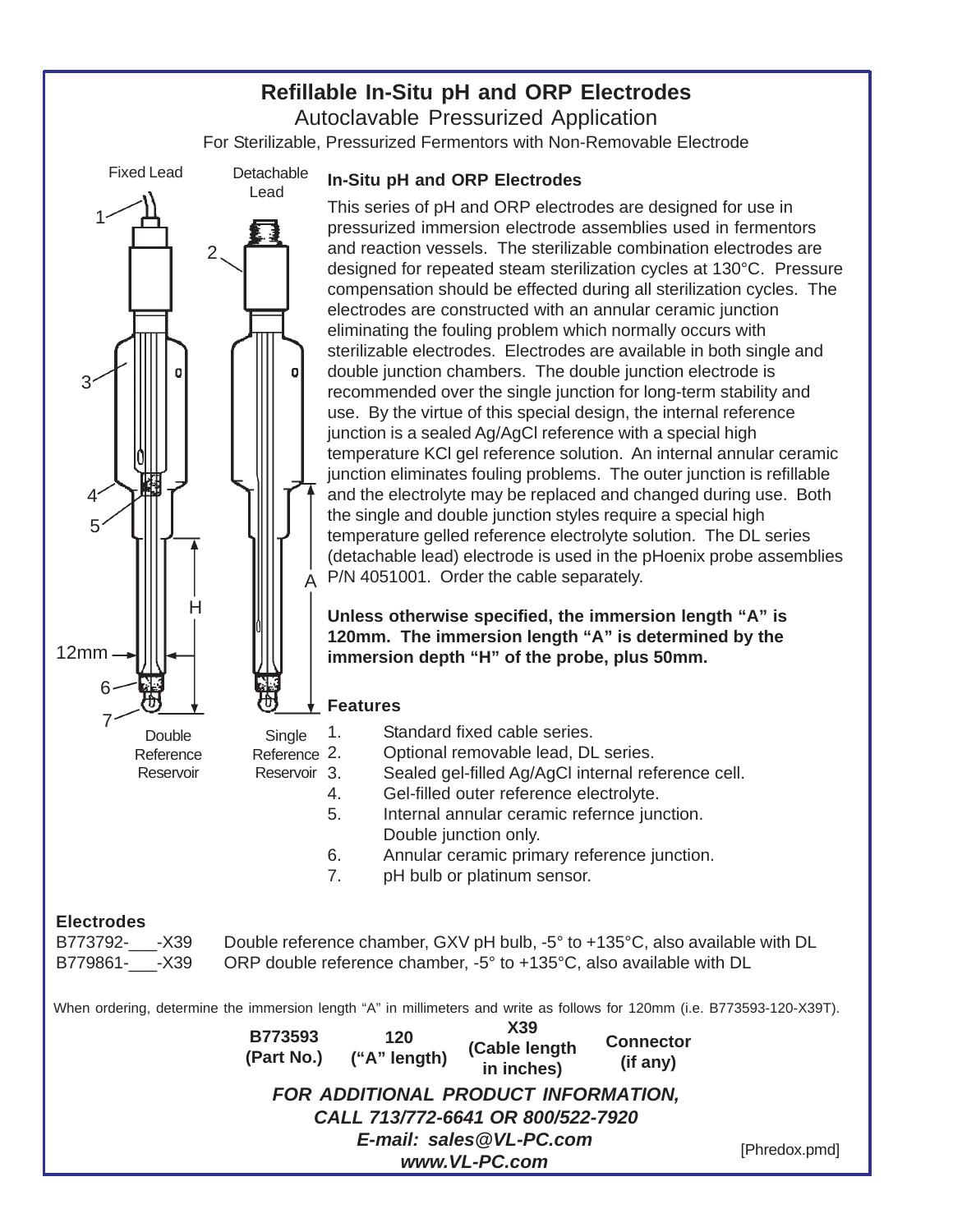# Refillable In-Situ pH and ORP Electrodes

## Autoclavable Pressurized Application

For Sterilizable, Pressurized Fermentors with Non-Removable Electrode

Fixed Lead

Detachable Lead

1

2

3

4

5

H

A

12mm

6

7

Double Reference Reservoir

Single Reference Reservoir

### In-Situ pH and ORP Electrodes

This series of pH and ORP electrodes are designed for use in pressurized immersion electrode assemblies used in fermentors and reaction vessels. The sterilizable combination electrodes are designed for repeated steam sterilization cycles at 130°C. Pressure compensation should be effected during all sterilization cycles. The electrodes are constructed with an annular ceramic junction eliminating the fouling problem which normally occurs with sterilizable electrodes. Electrodes are available in both single and double junction chambers. The double junction electrode is recommended over the single junction for long-term stability and use. By the virtue of this special design, the internal reference junction is a sealed Ag/AgCl reference with a special high temperature KCl gel reference solution. An internal annular ceramic junction eliminates fouling problems. The outer junction is refillable and the electrolyte may be replaced and changed during use. Both the single and double junction styles require a special high temperature gelled reference electrolyte solution. The DL series (detachable lead) electrode is used in the pHoenix probe assemblies P/N 4051001. Order the cable separately.

**Unless otherwise specified, the immersion length "A" is 120mm. The immersion length "A" is determined by the immersion depth "H" of the probe, plus 50mm.**

### Features

1. Standard fixed cable series.
2. Optional removable lead, DL series.
3. Sealed gel-filled Ag/AgCl internal reference cell.
4. Gel-filled outer reference electrolyte.
5. Internal annular ceramic refernce junction. Double junction only.
6. Annular ceramic primary reference junction.
7. pH bulb or platinum sensor.

### Electrodes

| | |
|---|---|
| B773792-___-X39 | Double reference chamber, GXV pH bulb, -5° to +135°C, also available with DL |
| B779861-___-X39 | ORP double reference chamber, -5° to +135°C, also available with DL |

When ordering, determine the immersion length "A" in millimeters and write as follows for 120mm (i.e. B773593-120-X39T).

| B773593 (Part No.) | 120 ("A" length) | X39 (Cable length in inches) | Connector (if any) |
|---|---|---|---|

***FOR ADDITIONAL PRODUCT INFORMATION, CALL 713/772-6641 OR 800/522-7920***

***E-mail: sales@VL-PC.com***

***www.VL-PC.com***

[Phredox.pmd]